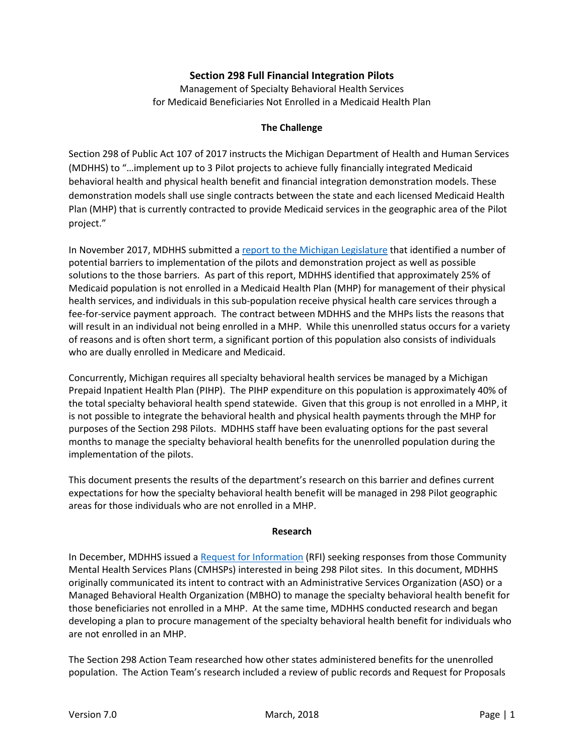# Section 298 Full Financial Integration Pilots

Management of Specialty Behavioral Health Services
for Medicaid Beneficiaries Not Enrolled in a Medicaid Health Plan

## The Challenge

Section 298 of Public Act 107 of 2017 instructs the Michigan Department of Health and Human Services (MDHHS) to "…implement up to 3 Pilot projects to achieve fully financially integrated Medicaid behavioral health and physical health benefit and financial integration demonstration models. These demonstration models shall use single contracts between the state and each licensed Medicaid Health Plan (MHP) that is currently contracted to provide Medicaid services in the geographic area of the Pilot project."

In November 2017, MDHHS submitted a report to the Michigan Legislature that identified a number of potential barriers to implementation of the pilots and demonstration project as well as possible solutions to the those barriers. As part of this report, MDHHS identified that approximately 25% of Medicaid population is not enrolled in a Medicaid Health Plan (MHP) for management of their physical health services, and individuals in this sub-population receive physical health care services through a fee-for-service payment approach. The contract between MDHHS and the MHPs lists the reasons that will result in an individual not being enrolled in a MHP. While this unenrolled status occurs for a variety of reasons and is often short term, a significant portion of this population also consists of individuals who are dually enrolled in Medicare and Medicaid.

Concurrently, Michigan requires all specialty behavioral health services be managed by a Michigan Prepaid Inpatient Health Plan (PIHP). The PIHP expenditure on this population is approximately 40% of the total specialty behavioral health spend statewide. Given that this group is not enrolled in a MHP, it is not possible to integrate the behavioral health and physical health payments through the MHP for purposes of the Section 298 Pilots. MDHHS staff have been evaluating options for the past several months to manage the specialty behavioral health benefits for the unenrolled population during the implementation of the pilots.

This document presents the results of the department's research on this barrier and defines current expectations for how the specialty behavioral health benefit will be managed in 298 Pilot geographic areas for those individuals who are not enrolled in a MHP.

## Research

In December, MDHHS issued a Request for Information (RFI) seeking responses from those Community Mental Health Services Plans (CMHSPs) interested in being 298 Pilot sites. In this document, MDHHS originally communicated its intent to contract with an Administrative Services Organization (ASO) or a Managed Behavioral Health Organization (MBHO) to manage the specialty behavioral health benefit for those beneficiaries not enrolled in a MHP. At the same time, MDHHS conducted research and began developing a plan to procure management of the specialty behavioral health benefit for individuals who are not enrolled in an MHP.

The Section 298 Action Team researched how other states administered benefits for the unenrolled population. The Action Team's research included a review of public records and Request for Proposals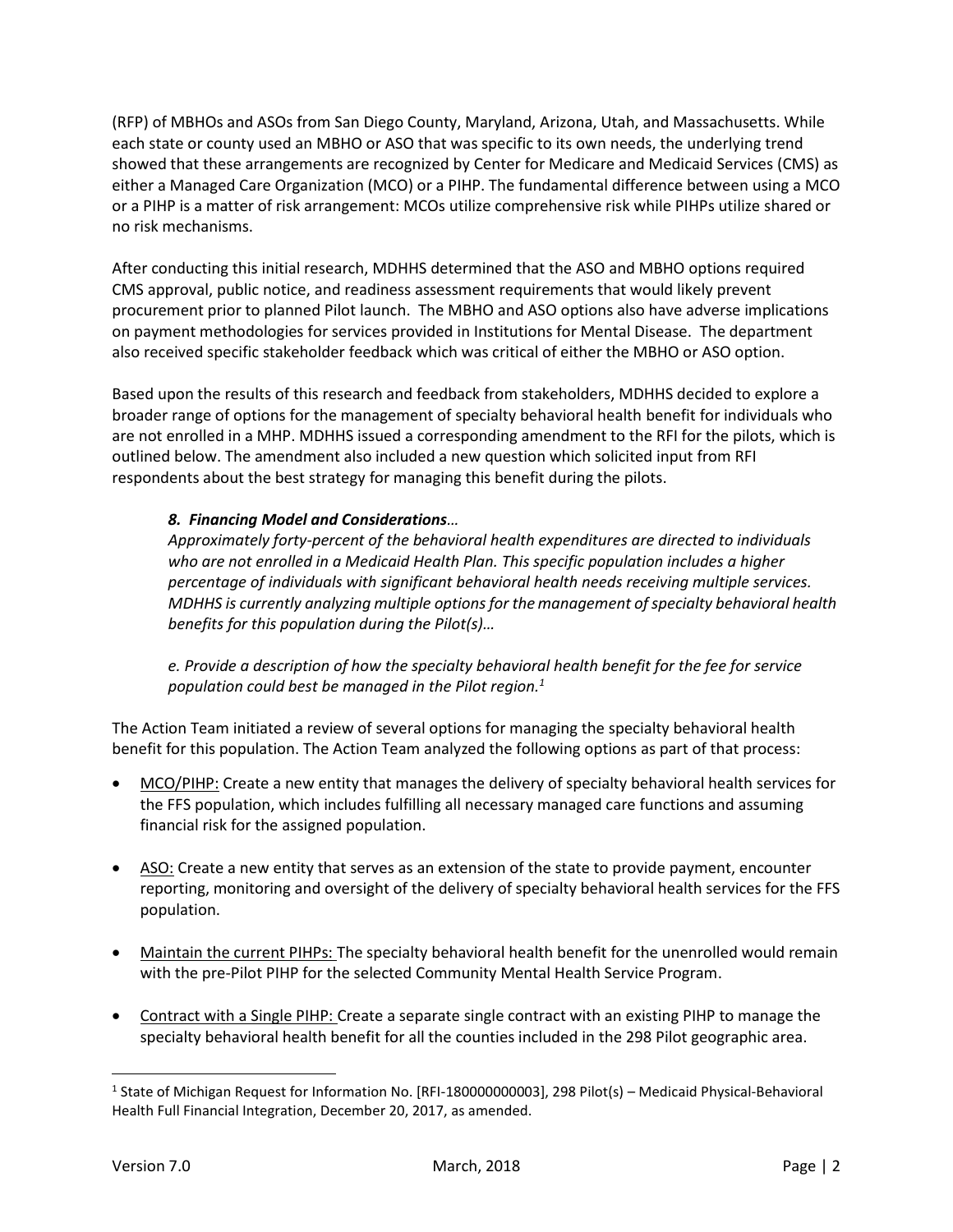(RFP) of MBHOs and ASOs from San Diego County, Maryland, Arizona, Utah, and Massachusetts. While each state or county used an MBHO or ASO that was specific to its own needs, the underlying trend showed that these arrangements are recognized by Center for Medicare and Medicaid Services (CMS) as either a Managed Care Organization (MCO) or a PIHP. The fundamental difference between using a MCO or a PIHP is a matter of risk arrangement: MCOs utilize comprehensive risk while PIHPs utilize shared or no risk mechanisms.

After conducting this initial research, MDHHS determined that the ASO and MBHO options required CMS approval, public notice, and readiness assessment requirements that would likely prevent procurement prior to planned Pilot launch. The MBHO and ASO options also have adverse implications on payment methodologies for services provided in Institutions for Mental Disease. The department also received specific stakeholder feedback which was critical of either the MBHO or ASO option.

Based upon the results of this research and feedback from stakeholders, MDHHS decided to explore a broader range of options for the management of specialty behavioral health benefit for individuals who are not enrolled in a MHP. MDHHS issued a corresponding amendment to the RFI for the pilots, which is outlined below. The amendment also included a new question which solicited input from RFI respondents about the best strategy for managing this benefit during the pilots.

> ***8. Financing Model and Considerations…***
> *Approximately forty-percent of the behavioral health expenditures are directed to individuals who are not enrolled in a Medicaid Health Plan. This specific population includes a higher percentage of individuals with significant behavioral health needs receiving multiple services. MDHHS is currently analyzing multiple options for the management of specialty behavioral health benefits for this population during the Pilot(s)…*
>
> *e. Provide a description of how the specialty behavioral health benefit for the fee for service population could best be managed in the Pilot region.*[1]

The Action Team initiated a review of several options for managing the specialty behavioral health benefit for this population. The Action Team analyzed the following options as part of that process:

- MCO/PIHP: Create a new entity that manages the delivery of specialty behavioral health services for the FFS population, which includes fulfilling all necessary managed care functions and assuming financial risk for the assigned population.
- ASO: Create a new entity that serves as an extension of the state to provide payment, encounter reporting, monitoring and oversight of the delivery of specialty behavioral health services for the FFS population.
- Maintain the current PIHPs: The specialty behavioral health benefit for the unenrolled would remain with the pre-Pilot PIHP for the selected Community Mental Health Service Program.
- Contract with a Single PIHP: Create a separate single contract with an existing PIHP to manage the specialty behavioral health benefit for all the counties included in the 298 Pilot geographic area.

[1] State of Michigan Request for Information No. [RFI-180000000003], 298 Pilot(s) – Medicaid Physical-Behavioral Health Full Financial Integration, December 20, 2017, as amended.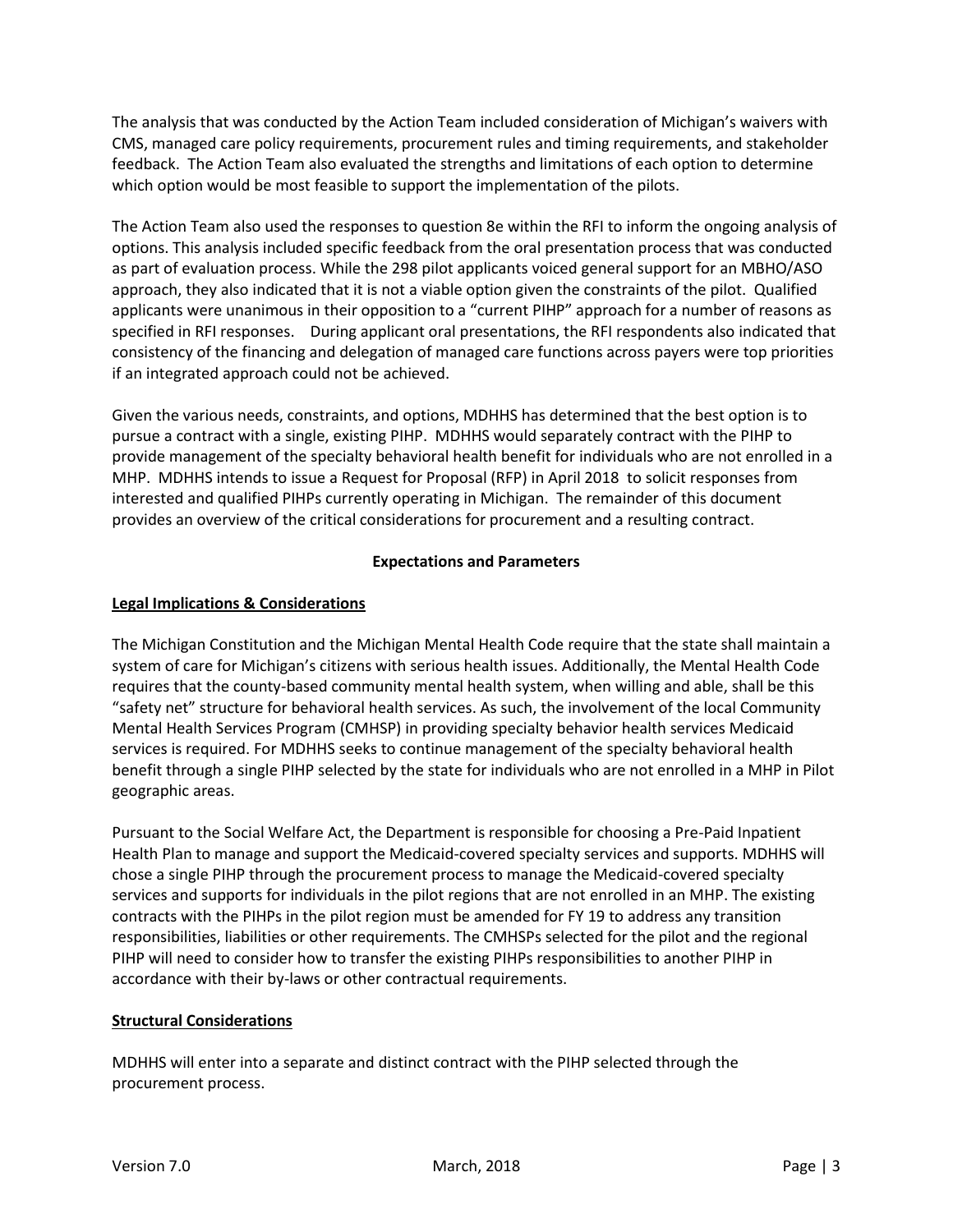The analysis that was conducted by the Action Team included consideration of Michigan's waivers with CMS, managed care policy requirements, procurement rules and timing requirements, and stakeholder feedback. The Action Team also evaluated the strengths and limitations of each option to determine which option would be most feasible to support the implementation of the pilots.

The Action Team also used the responses to question 8e within the RFI to inform the ongoing analysis of options. This analysis included specific feedback from the oral presentation process that was conducted as part of evaluation process. While the 298 pilot applicants voiced general support for an MBHO/ASO approach, they also indicated that it is not a viable option given the constraints of the pilot. Qualified applicants were unanimous in their opposition to a "current PIHP" approach for a number of reasons as specified in RFI responses. During applicant oral presentations, the RFI respondents also indicated that consistency of the financing and delegation of managed care functions across payers were top priorities if an integrated approach could not be achieved.

Given the various needs, constraints, and options, MDHHS has determined that the best option is to pursue a contract with a single, existing PIHP. MDHHS would separately contract with the PIHP to provide management of the specialty behavioral health benefit for individuals who are not enrolled in a MHP. MDHHS intends to issue a Request for Proposal (RFP) in April 2018 to solicit responses from interested and qualified PIHPs currently operating in Michigan. The remainder of this document provides an overview of the critical considerations for procurement and a resulting contract.

## Expectations and Parameters

### Legal Implications & Considerations

The Michigan Constitution and the Michigan Mental Health Code require that the state shall maintain a system of care for Michigan's citizens with serious health issues. Additionally, the Mental Health Code requires that the county-based community mental health system, when willing and able, shall be this "safety net" structure for behavioral health services. As such, the involvement of the local Community Mental Health Services Program (CMHSP) in providing specialty behavior health services Medicaid services is required. For MDHHS seeks to continue management of the specialty behavioral health benefit through a single PIHP selected by the state for individuals who are not enrolled in a MHP in Pilot geographic areas.

Pursuant to the Social Welfare Act, the Department is responsible for choosing a Pre-Paid Inpatient Health Plan to manage and support the Medicaid-covered specialty services and supports. MDHHS will chose a single PIHP through the procurement process to manage the Medicaid-covered specialty services and supports for individuals in the pilot regions that are not enrolled in an MHP. The existing contracts with the PIHPs in the pilot region must be amended for FY 19 to address any transition responsibilities, liabilities or other requirements. The CMHSPs selected for the pilot and the regional PIHP will need to consider how to transfer the existing PIHPs responsibilities to another PIHP in accordance with their by-laws or other contractual requirements.

### Structural Considerations

MDHHS will enter into a separate and distinct contract with the PIHP selected through the procurement process.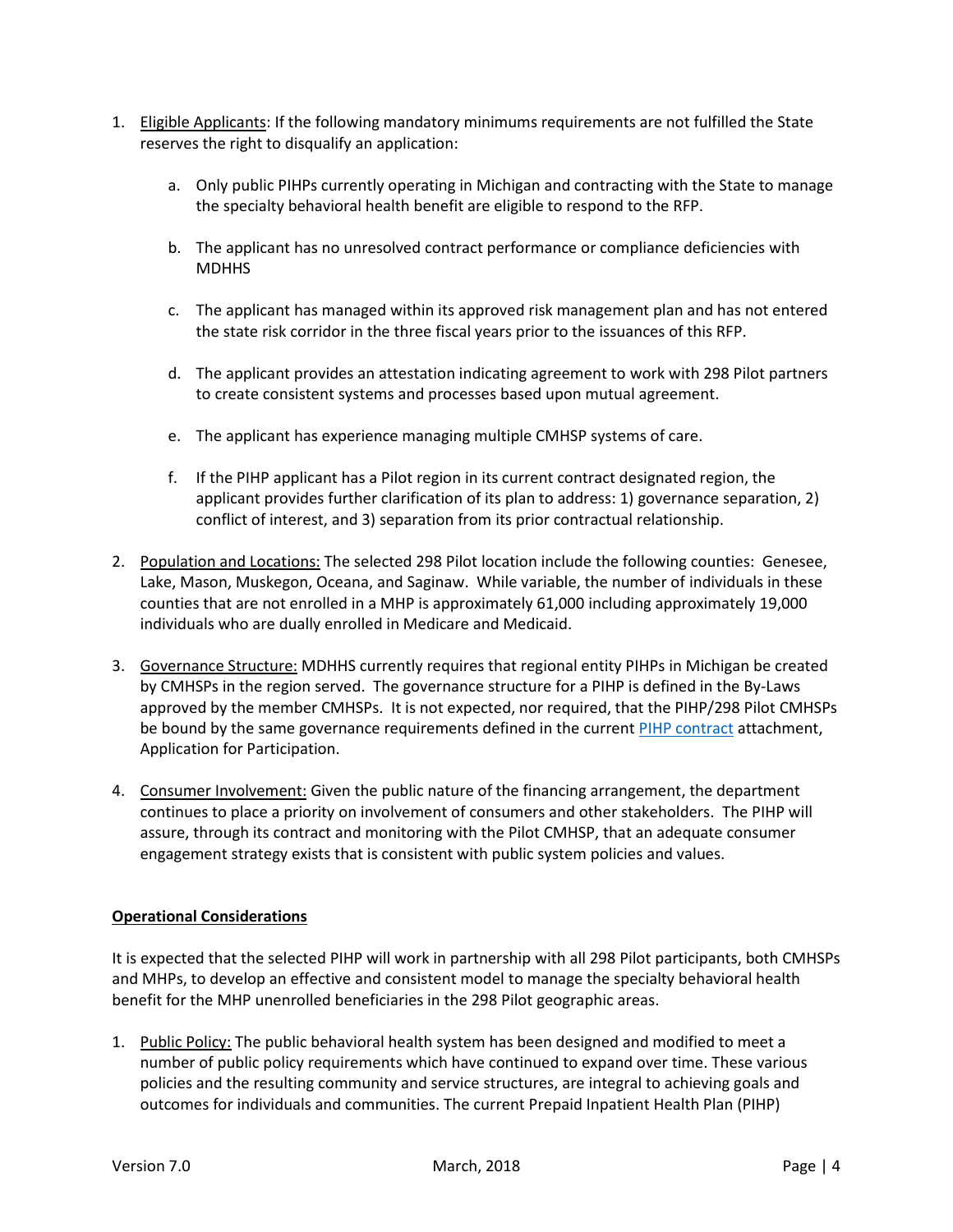1. Eligible Applicants: If the following mandatory minimums requirements are not fulfilled the State reserves the right to disqualify an application:

    a. Only public PIHPs currently operating in Michigan and contracting with the State to manage the specialty behavioral health benefit are eligible to respond to the RFP.

    b. The applicant has no unresolved contract performance or compliance deficiencies with MDHHS

    c. The applicant has managed within its approved risk management plan and has not entered the state risk corridor in the three fiscal years prior to the issuances of this RFP.

    d. The applicant provides an attestation indicating agreement to work with 298 Pilot partners to create consistent systems and processes based upon mutual agreement.

    e. The applicant has experience managing multiple CMHSP systems of care.

    f. If the PIHP applicant has a Pilot region in its current contract designated region, the applicant provides further clarification of its plan to address: 1) governance separation, 2) conflict of interest, and 3) separation from its prior contractual relationship.

2. Population and Locations: The selected 298 Pilot location include the following counties: Genesee, Lake, Mason, Muskegon, Oceana, and Saginaw. While variable, the number of individuals in these counties that are not enrolled in a MHP is approximately 61,000 including approximately 19,000 individuals who are dually enrolled in Medicare and Medicaid.

3. Governance Structure: MDHHS currently requires that regional entity PIHPs in Michigan be created by CMHSPs in the region served. The governance structure for a PIHP is defined in the By-Laws approved by the member CMHSPs. It is not expected, nor required, that the PIHP/298 Pilot CMHSPs be bound by the same governance requirements defined in the current PIHP contract attachment, Application for Participation.

4. Consumer Involvement: Given the public nature of the financing arrangement, the department continues to place a priority on involvement of consumers and other stakeholders. The PIHP will assure, through its contract and monitoring with the Pilot CMHSP, that an adequate consumer engagement strategy exists that is consistent with public system policies and values.

**Operational Considerations**

It is expected that the selected PIHP will work in partnership with all 298 Pilot participants, both CMHSPs and MHPs, to develop an effective and consistent model to manage the specialty behavioral health benefit for the MHP unenrolled beneficiaries in the 298 Pilot geographic areas.

1. Public Policy: The public behavioral health system has been designed and modified to meet a number of public policy requirements which have continued to expand over time. These various policies and the resulting community and service structures, are integral to achieving goals and outcomes for individuals and communities. The current Prepaid Inpatient Health Plan (PIHP)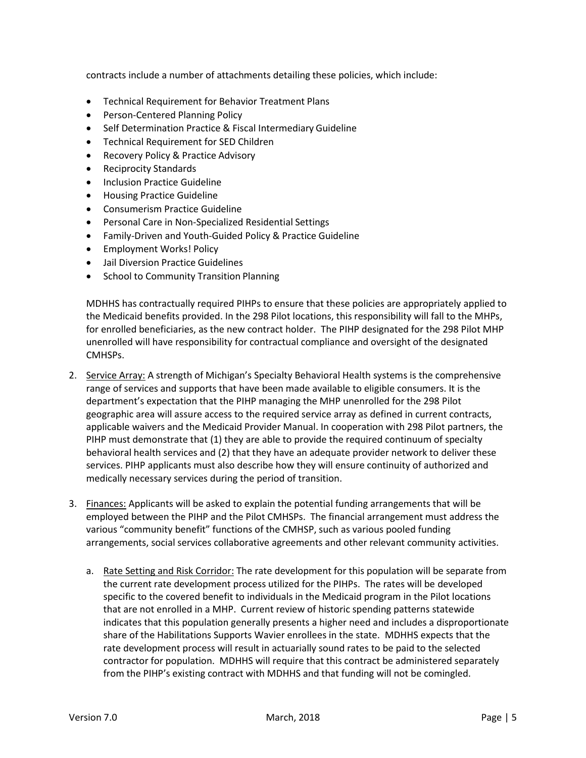contracts include a number of attachments detailing these policies, which include:

- Technical Requirement for Behavior Treatment Plans
- Person-Centered Planning Policy
- Self Determination Practice & Fiscal Intermediary Guideline
- Technical Requirement for SED Children
- Recovery Policy & Practice Advisory
- Reciprocity Standards
- Inclusion Practice Guideline
- Housing Practice Guideline
- Consumerism Practice Guideline
- Personal Care in Non-Specialized Residential Settings
- Family-Driven and Youth-Guided Policy & Practice Guideline
- Employment Works! Policy
- Jail Diversion Practice Guidelines
- School to Community Transition Planning

MDHHS has contractually required PIHPs to ensure that these policies are appropriately applied to the Medicaid benefits provided. In the 298 Pilot locations, this responsibility will fall to the MHPs, for enrolled beneficiaries, as the new contract holder. The PIHP designated for the 298 Pilot MHP unenrolled will have responsibility for contractual compliance and oversight of the designated CMHSPs.

2. Service Array: A strength of Michigan's Specialty Behavioral Health systems is the comprehensive range of services and supports that have been made available to eligible consumers. It is the department's expectation that the PIHP managing the MHP unenrolled for the 298 Pilot geographic area will assure access to the required service array as defined in current contracts, applicable waivers and the Medicaid Provider Manual. In cooperation with 298 Pilot partners, the PIHP must demonstrate that (1) they are able to provide the required continuum of specialty behavioral health services and (2) that they have an adequate provider network to deliver these services. PIHP applicants must also describe how they will ensure continuity of authorized and medically necessary services during the period of transition.

3. Finances: Applicants will be asked to explain the potential funding arrangements that will be employed between the PIHP and the Pilot CMHSPs. The financial arrangement must address the various "community benefit" functions of the CMHSP, such as various pooled funding arrangements, social services collaborative agreements and other relevant community activities.

   a. Rate Setting and Risk Corridor: The rate development for this population will be separate from the current rate development process utilized for the PIHPs. The rates will be developed specific to the covered benefit to individuals in the Medicaid program in the Pilot locations that are not enrolled in a MHP. Current review of historic spending patterns statewide indicates that this population generally presents a higher need and includes a disproportionate share of the Habilitations Supports Wavier enrollees in the state. MDHHS expects that the rate development process will result in actuarially sound rates to be paid to the selected contractor for population. MDHHS will require that this contract be administered separately from the PIHP's existing contract with MDHHS and that funding will not be comingled.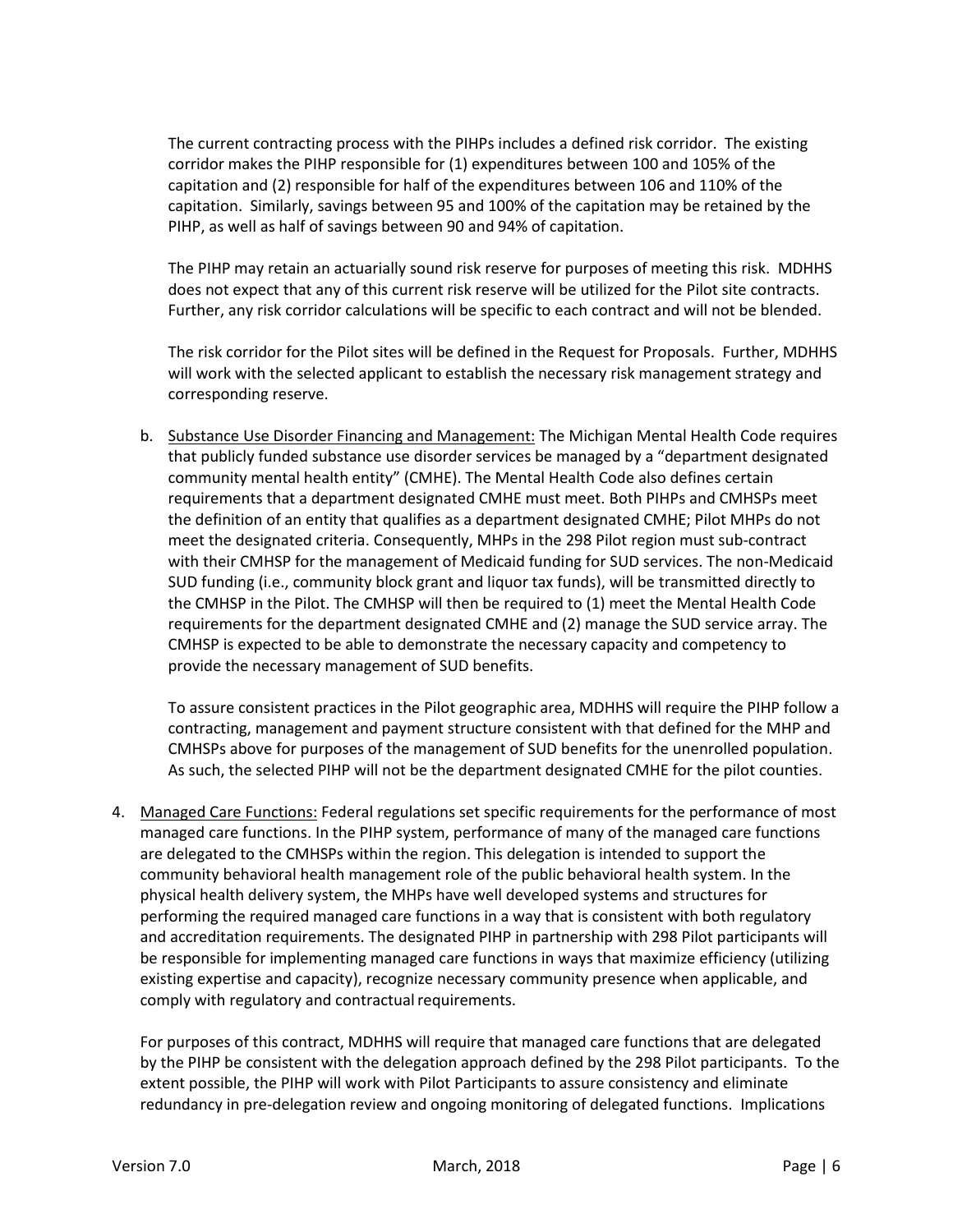The current contracting process with the PIHPs includes a defined risk corridor. The existing corridor makes the PIHP responsible for (1) expenditures between 100 and 105% of the capitation and (2) responsible for half of the expenditures between 106 and 110% of the capitation. Similarly, savings between 95 and 100% of the capitation may be retained by the PIHP, as well as half of savings between 90 and 94% of capitation.

The PIHP may retain an actuarially sound risk reserve for purposes of meeting this risk. MDHHS does not expect that any of this current risk reserve will be utilized for the Pilot site contracts. Further, any risk corridor calculations will be specific to each contract and will not be blended.

The risk corridor for the Pilot sites will be defined in the Request for Proposals. Further, MDHHS will work with the selected applicant to establish the necessary risk management strategy and corresponding reserve.

b. Substance Use Disorder Financing and Management: The Michigan Mental Health Code requires that publicly funded substance use disorder services be managed by a "department designated community mental health entity" (CMHE). The Mental Health Code also defines certain requirements that a department designated CMHE must meet. Both PIHPs and CMHSPs meet the definition of an entity that qualifies as a department designated CMHE; Pilot MHPs do not meet the designated criteria. Consequently, MHPs in the 298 Pilot region must sub-contract with their CMHSP for the management of Medicaid funding for SUD services. The non-Medicaid SUD funding (i.e., community block grant and liquor tax funds), will be transmitted directly to the CMHSP in the Pilot. The CMHSP will then be required to (1) meet the Mental Health Code requirements for the department designated CMHE and (2) manage the SUD service array. The CMHSP is expected to be able to demonstrate the necessary capacity and competency to provide the necessary management of SUD benefits.

   To assure consistent practices in the Pilot geographic area, MDHHS will require the PIHP follow a contracting, management and payment structure consistent with that defined for the MHP and CMHSPs above for purposes of the management of SUD benefits for the unenrolled population. As such, the selected PIHP will not be the department designated CMHE for the pilot counties.

4. Managed Care Functions: Federal regulations set specific requirements for the performance of most managed care functions. In the PIHP system, performance of many of the managed care functions are delegated to the CMHSPs within the region. This delegation is intended to support the community behavioral health management role of the public behavioral health system. In the physical health delivery system, the MHPs have well developed systems and structures for performing the required managed care functions in a way that is consistent with both regulatory and accreditation requirements. The designated PIHP in partnership with 298 Pilot participants will be responsible for implementing managed care functions in ways that maximize efficiency (utilizing existing expertise and capacity), recognize necessary community presence when applicable, and comply with regulatory and contractual requirements.

   For purposes of this contract, MDHHS will require that managed care functions that are delegated by the PIHP be consistent with the delegation approach defined by the 298 Pilot participants. To the extent possible, the PIHP will work with Pilot Participants to assure consistency and eliminate redundancy in pre-delegation review and ongoing monitoring of delegated functions. Implications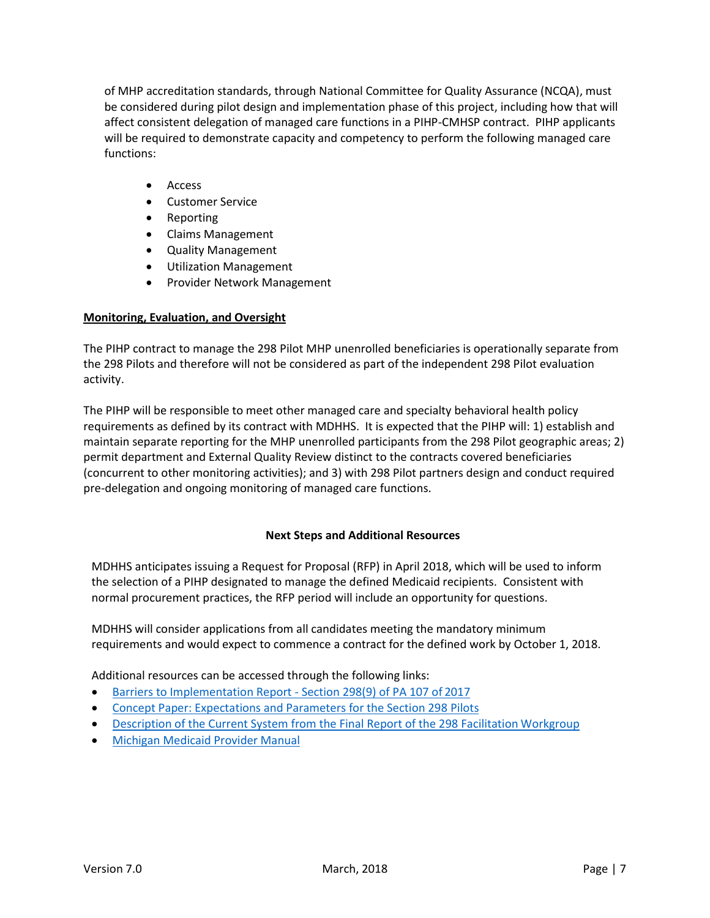of MHP accreditation standards, through National Committee for Quality Assurance (NCQA), must be considered during pilot design and implementation phase of this project, including how that will affect consistent delegation of managed care functions in a PIHP-CMHSP contract. PIHP applicants will be required to demonstrate capacity and competency to perform the following managed care functions:

- Access
- Customer Service
- Reporting
- Claims Management
- Quality Management
- Utilization Management
- Provider Network Management

**Monitoring, Evaluation, and Oversight**

The PIHP contract to manage the 298 Pilot MHP unenrolled beneficiaries is operationally separate from the 298 Pilots and therefore will not be considered as part of the independent 298 Pilot evaluation activity.

The PIHP will be responsible to meet other managed care and specialty behavioral health policy requirements as defined by its contract with MDHHS. It is expected that the PIHP will: 1) establish and maintain separate reporting for the MHP unenrolled participants from the 298 Pilot geographic areas; 2) permit department and External Quality Review distinct to the contracts covered beneficiaries (concurrent to other monitoring activities); and 3) with 298 Pilot partners design and conduct required pre-delegation and ongoing monitoring of managed care functions.

## Next Steps and Additional Resources

MDHHS anticipates issuing a Request for Proposal (RFP) in April 2018, which will be used to inform the selection of a PIHP designated to manage the defined Medicaid recipients. Consistent with normal procurement practices, the RFP period will include an opportunity for questions.

MDHHS will consider applications from all candidates meeting the mandatory minimum requirements and would expect to commence a contract for the defined work by October 1, 2018.

Additional resources can be accessed through the following links:

- Barriers to Implementation Report - Section 298(9) of PA 107 of 2017
- Concept Paper: Expectations and Parameters for the Section 298 Pilots
- Description of the Current System from the Final Report of the 298 Facilitation Workgroup
- Michigan Medicaid Provider Manual